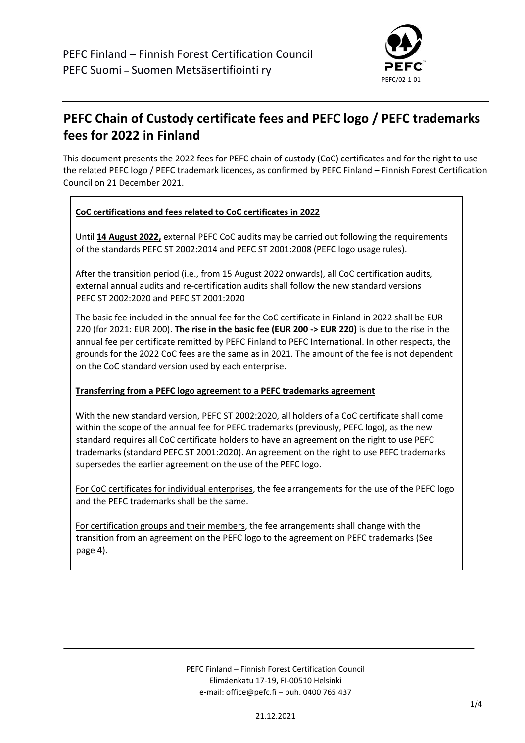PEFC Finland – Finnish Forest Certification Council
PEFC Suomi – Suomen Metsäsertifiointi ry

PEFC/02-1-01

# PEFC Chain of Custody certificate fees and PEFC logo / PEFC trademarks fees for 2022 in Finland

This document presents the 2022 fees for PEFC chain of custody (CoC) certificates and for the right to use the related PEFC logo / PEFC trademark licences, as confirmed by PEFC Finland – Finnish Forest Certification Council on 21 December 2021.

**CoC certifications and fees related to CoC certificates in 2022**

Until **14 August 2022,** external PEFC CoC audits may be carried out following the requirements of the standards PEFC ST 2002:2014 and PEFC ST 2001:2008 (PEFC logo usage rules).

After the transition period (i.e., from 15 August 2022 onwards), all CoC certification audits, external annual audits and re-certification audits shall follow the new standard versions PEFC ST 2002:2020 and PEFC ST 2001:2020

The basic fee included in the annual fee for the CoC certificate in Finland in 2022 shall be EUR 220 (for 2021: EUR 200). **The rise in the basic fee (EUR 200 -> EUR 220)** is due to the rise in the annual fee per certificate remitted by PEFC Finland to PEFC International. In other respects, the grounds for the 2022 CoC fees are the same as in 2021. The amount of the fee is not dependent on the CoC standard version used by each enterprise.

**Transferring from a PEFC logo agreement to a PEFC trademarks agreement**

With the new standard version, PEFC ST 2002:2020, all holders of a CoC certificate shall come within the scope of the annual fee for PEFC trademarks (previously, PEFC logo), as the new standard requires all CoC certificate holders to have an agreement on the right to use PEFC trademarks (standard PEFC ST 2001:2020). An agreement on the right to use PEFC trademarks supersedes the earlier agreement on the use of the PEFC logo.

For CoC certificates for individual enterprises, the fee arrangements for the use of the PEFC logo and the PEFC trademarks shall be the same.

For certification groups and their members, the fee arrangements shall change with the transition from an agreement on the PEFC logo to the agreement on PEFC trademarks (See page 4).

PEFC Finland – Finnish Forest Certification Council
Elimäenkatu 17-19, FI-00510 Helsinki
e-mail: office@pefc.fi – puh. 0400 765 437

21.12.2021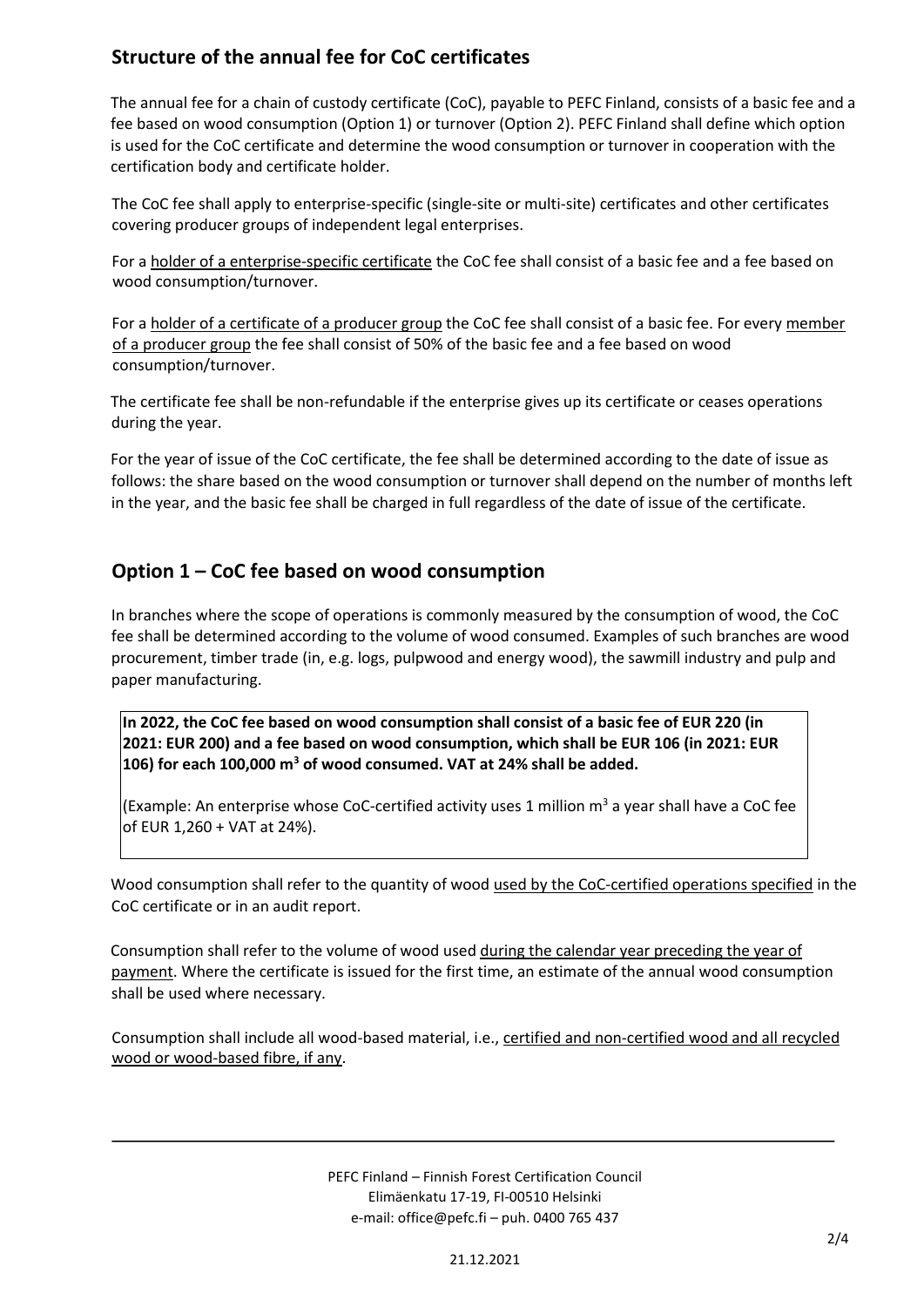## Structure of the annual fee for CoC certificates

The annual fee for a chain of custody certificate (CoC), payable to PEFC Finland, consists of a basic fee and a fee based on wood consumption (Option 1) or turnover (Option 2). PEFC Finland shall define which option is used for the CoC certificate and determine the wood consumption or turnover in cooperation with the certification body and certificate holder.

The CoC fee shall apply to enterprise-specific (single-site or multi-site) certificates and other certificates covering producer groups of independent legal enterprises.

For a holder of a enterprise-specific certificate the CoC fee shall consist of a basic fee and a fee based on wood consumption/turnover.

For a holder of a certificate of a producer group the CoC fee shall consist of a basic fee. For every member of a producer group the fee shall consist of 50% of the basic fee and a fee based on wood consumption/turnover.

The certificate fee shall be non-refundable if the enterprise gives up its certificate or ceases operations during the year.

For the year of issue of the CoC certificate, the fee shall be determined according to the date of issue as follows: the share based on the wood consumption or turnover shall depend on the number of months left in the year, and the basic fee shall be charged in full regardless of the date of issue of the certificate.

## Option 1 – CoC fee based on wood consumption

In branches where the scope of operations is commonly measured by the consumption of wood, the CoC fee shall be determined according to the volume of wood consumed. Examples of such branches are wood procurement, timber trade (in, e.g. logs, pulpwood and energy wood), the sawmill industry and pulp and paper manufacturing.

**In 2022, the CoC fee based on wood consumption shall consist of a basic fee of EUR 220 (in 2021: EUR 200) and a fee based on wood consumption, which shall be EUR 106 (in 2021: EUR 106) for each 100,000 m$^3$ of wood consumed. VAT at 24% shall be added.**

(Example: An enterprise whose CoC-certified activity uses 1 million m$^3$ a year shall have a CoC fee of EUR 1,260 + VAT at 24%).

Wood consumption shall refer to the quantity of wood used by the CoC-certified operations specified in the CoC certificate or in an audit report.

Consumption shall refer to the volume of wood used during the calendar year preceding the year of payment. Where the certificate is issued for the first time, an estimate of the annual wood consumption shall be used where necessary.

Consumption shall include all wood-based material, i.e., certified and non-certified wood and all recycled wood or wood-based fibre, if any.

PEFC Finland – Finnish Forest Certification Council
Elimäenkatu 17-19, FI-00510 Helsinki
e-mail: office@pefc.fi – puh. 0400 765 437

21.12.2021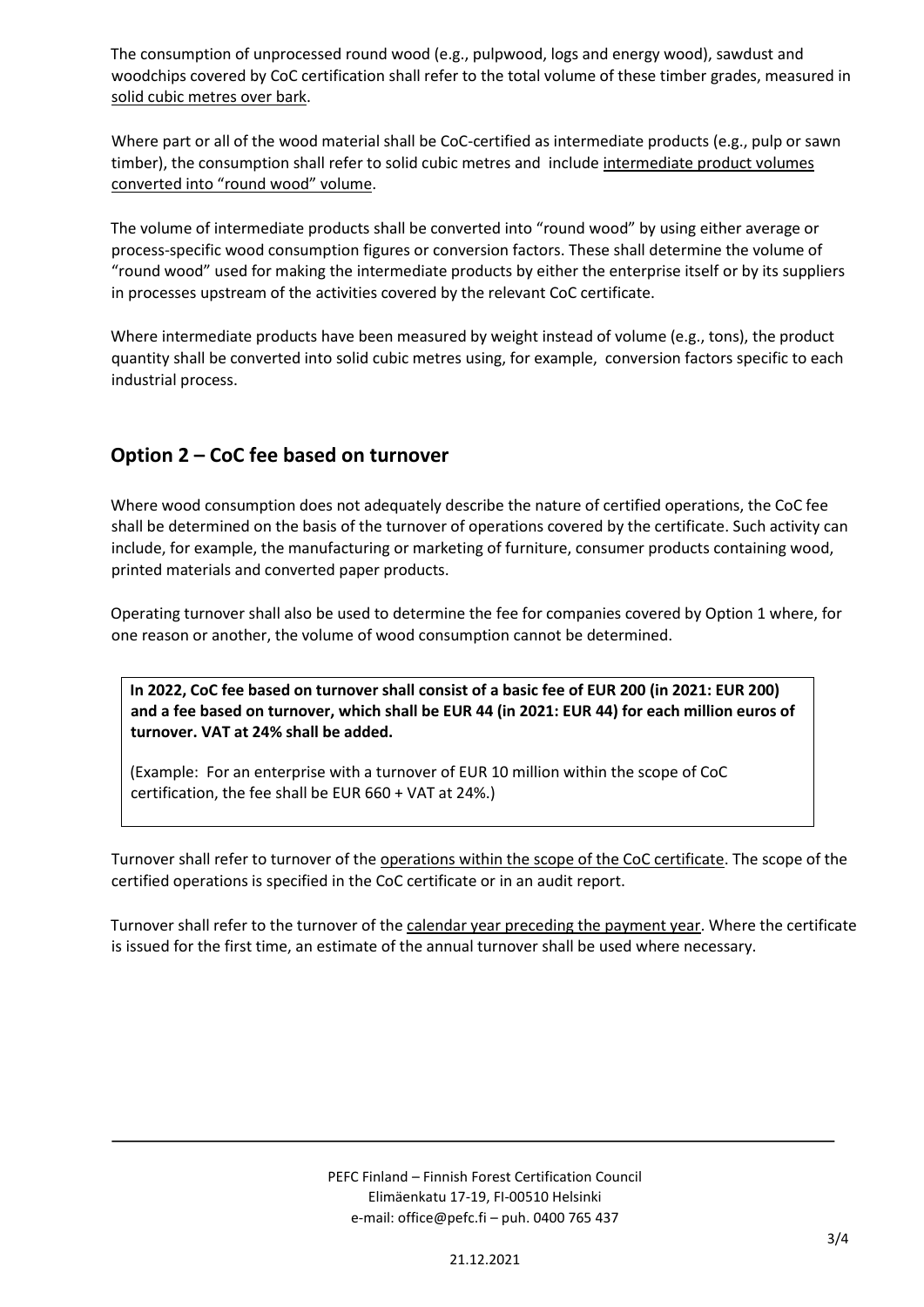The consumption of unprocessed round wood (e.g., pulpwood, logs and energy wood), sawdust and woodchips covered by CoC certification shall refer to the total volume of these timber grades, measured in solid cubic metres over bark.

Where part or all of the wood material shall be CoC-certified as intermediate products (e.g., pulp or sawn timber), the consumption shall refer to solid cubic metres and include intermediate product volumes converted into "round wood" volume.

The volume of intermediate products shall be converted into "round wood" by using either average or process-specific wood consumption figures or conversion factors. These shall determine the volume of "round wood" used for making the intermediate products by either the enterprise itself or by its suppliers in processes upstream of the activities covered by the relevant CoC certificate.

Where intermediate products have been measured by weight instead of volume (e.g., tons), the product quantity shall be converted into solid cubic metres using, for example, conversion factors specific to each industrial process.

## Option 2 – CoC fee based on turnover

Where wood consumption does not adequately describe the nature of certified operations, the CoC fee shall be determined on the basis of the turnover of operations covered by the certificate. Such activity can include, for example, the manufacturing or marketing of furniture, consumer products containing wood, printed materials and converted paper products.

Operating turnover shall also be used to determine the fee for companies covered by Option 1 where, for one reason or another, the volume of wood consumption cannot be determined.

**In 2022, CoC fee based on turnover shall consist of a basic fee of EUR 200 (in 2021: EUR 200) and a fee based on turnover, which shall be EUR 44 (in 2021: EUR 44) for each million euros of turnover. VAT at 24% shall be added.**

(Example: For an enterprise with a turnover of EUR 10 million within the scope of CoC certification, the fee shall be EUR 660 + VAT at 24%.)

Turnover shall refer to turnover of the operations within the scope of the CoC certificate. The scope of the certified operations is specified in the CoC certificate or in an audit report.

Turnover shall refer to the turnover of the calendar year preceding the payment year. Where the certificate is issued for the first time, an estimate of the annual turnover shall be used where necessary.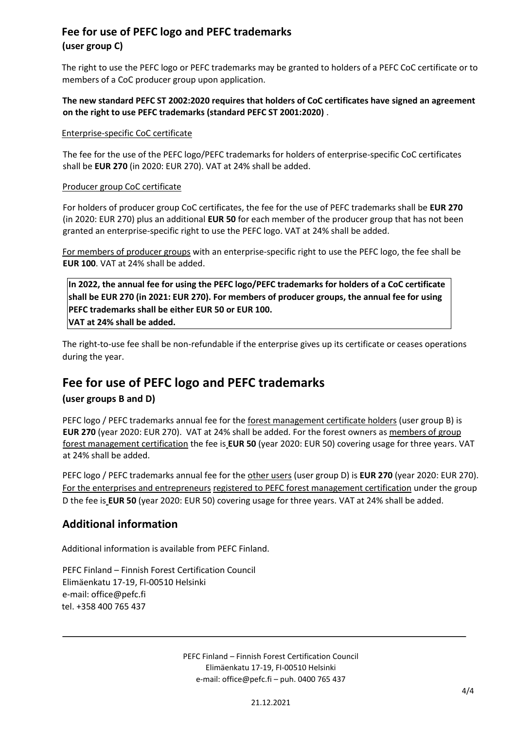## Fee for use of PEFC logo and PEFC trademarks
### (user group C)

The right to use the PEFC logo or PEFC trademarks may be granted to holders of a PEFC CoC certificate or to members of a CoC producer group upon application.

**The new standard PEFC ST 2002:2020 requires that holders of CoC certificates have signed an agreement on the right to use PEFC trademarks (standard PEFC ST 2001:2020)** .

Enterprise-specific CoC certificate

The fee for the use of the PEFC logo/PEFC trademarks for holders of enterprise-specific CoC certificates shall be **EUR 270** (in 2020: EUR 270). VAT at 24% shall be added.

Producer group CoC certificate

For holders of producer group CoC certificates, the fee for the use of PEFC trademarks shall be **EUR 270** (in 2020: EUR 270) plus an additional **EUR 50** for each member of the producer group that has not been granted an enterprise-specific right to use the PEFC logo. VAT at 24% shall be added.

For members of producer groups with an enterprise-specific right to use the PEFC logo, the fee shall be **EUR 100**. VAT at 24% shall be added.

**In 2022, the annual fee for using the PEFC logo/PEFC trademarks for holders of a CoC certificate shall be EUR 270 (in 2021: EUR 270). For members of producer groups, the annual fee for using PEFC trademarks shall be either EUR 50 or EUR 100.**
**VAT at 24% shall be added.**

The right-to-use fee shall be non-refundable if the enterprise gives up its certificate or ceases operations during the year.

## Fee for use of PEFC logo and PEFC trademarks
### (user groups B and D)

PEFC logo / PEFC trademarks annual fee for the forest management certificate holders (user group B) is **EUR 270** (year 2020: EUR 270). VAT at 24% shall be added. For the forest owners as members of group forest management certification the fee is **EUR 50** (year 2020: EUR 50) covering usage for three years. VAT at 24% shall be added.

PEFC logo / PEFC trademarks annual fee for the other users (user group D) is **EUR 270** (year 2020: EUR 270). For the enterprises and entrepreneurs registered to PEFC forest management certification under the group D the fee is **EUR 50** (year 2020: EUR 50) covering usage for three years. VAT at 24% shall be added.

## Additional information

Additional information is available from PEFC Finland.

PEFC Finland – Finnish Forest Certification Council
Elimäenkatu 17-19, FI-00510 Helsinki
e-mail: office@pefc.fi
tel. +358 400 765 437

21.12.2021